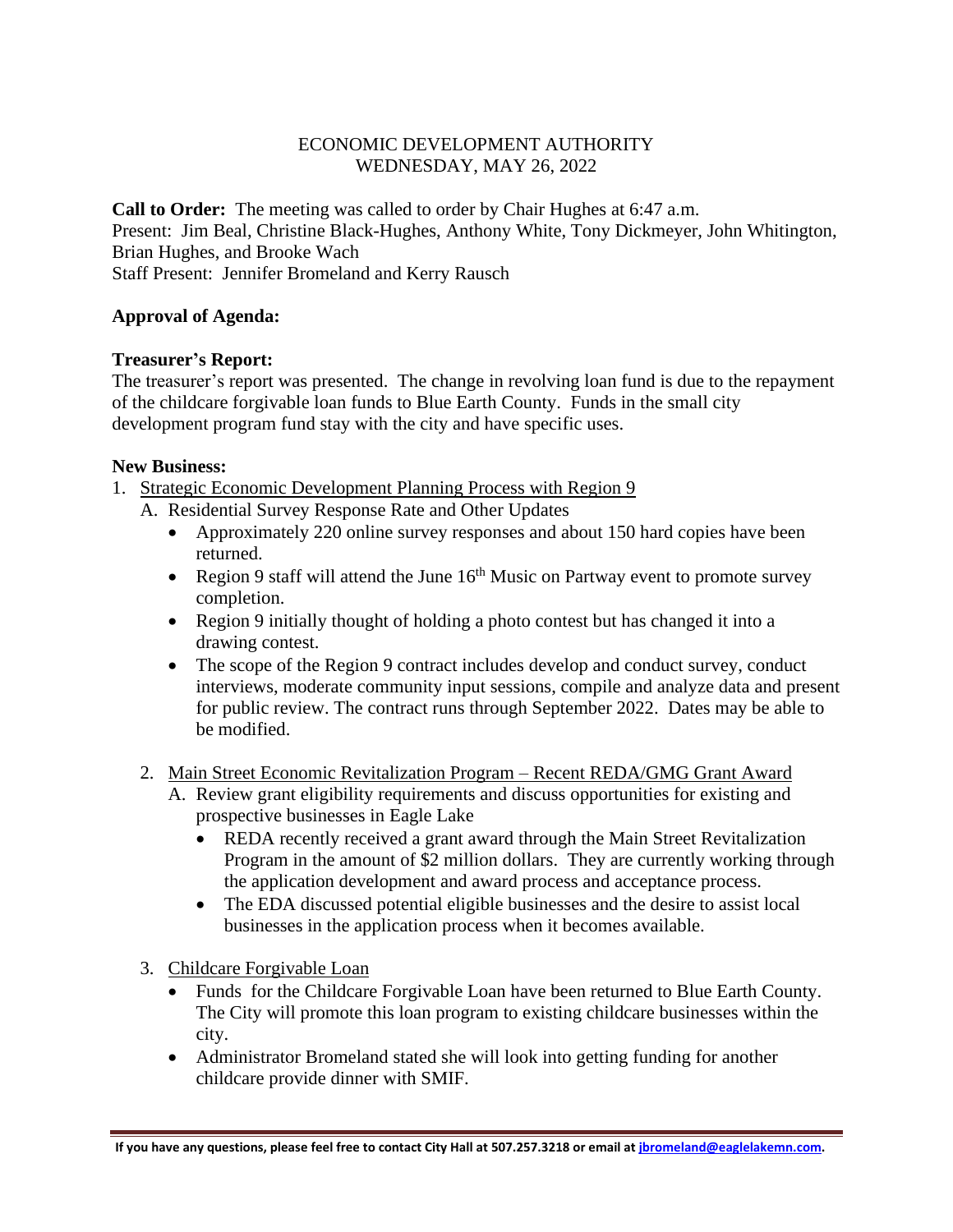# ECONOMIC DEVELOPMENT AUTHORITY
## WEDNESDAY, MAY 26, 2022

**Call to Order:** The meeting was called to order by Chair Hughes at 6:47 a.m.
Present: Jim Beal, Christine Black-Hughes, Anthony White, Tony Dickmeyer, John Whitington, Brian Hughes, and Brooke Wach
Staff Present: Jennifer Bromeland and Kerry Rausch

**Approval of Agenda:**

**Treasurer's Report:**
The treasurer's report was presented. The change in revolving loan fund is due to the repayment of the childcare forgivable loan funds to Blue Earth County. Funds in the small city development program fund stay with the city and have specific uses.

**New Business:**

1. Strategic Economic Development Planning Process with Region 9
   A. Residential Survey Response Rate and Other Updates
      - Approximately 220 online survey responses and about 150 hard copies have been returned.
      - Region 9 staff will attend the June 16th Music on Partway event to promote survey completion.
      - Region 9 initially thought of holding a photo contest but has changed it into a drawing contest.
      - The scope of the Region 9 contract includes develop and conduct survey, conduct interviews, moderate community input sessions, compile and analyze data and present for public review. The contract runs through September 2022. Dates may be able to be modified.

2. Main Street Economic Revitalization Program – Recent REDA/GMG Grant Award
   A. Review grant eligibility requirements and discuss opportunities for existing and prospective businesses in Eagle Lake
      - REDA recently received a grant award through the Main Street Revitalization Program in the amount of $2 million dollars. They are currently working through the application development and award process and acceptance process.
      - The EDA discussed potential eligible businesses and the desire to assist local businesses in the application process when it becomes available.

3. Childcare Forgivable Loan
   - Funds for the Childcare Forgivable Loan have been returned to Blue Earth County. The City will promote this loan program to existing childcare businesses within the city.
   - Administrator Bromeland stated she will look into getting funding for another childcare provide dinner with SMIF.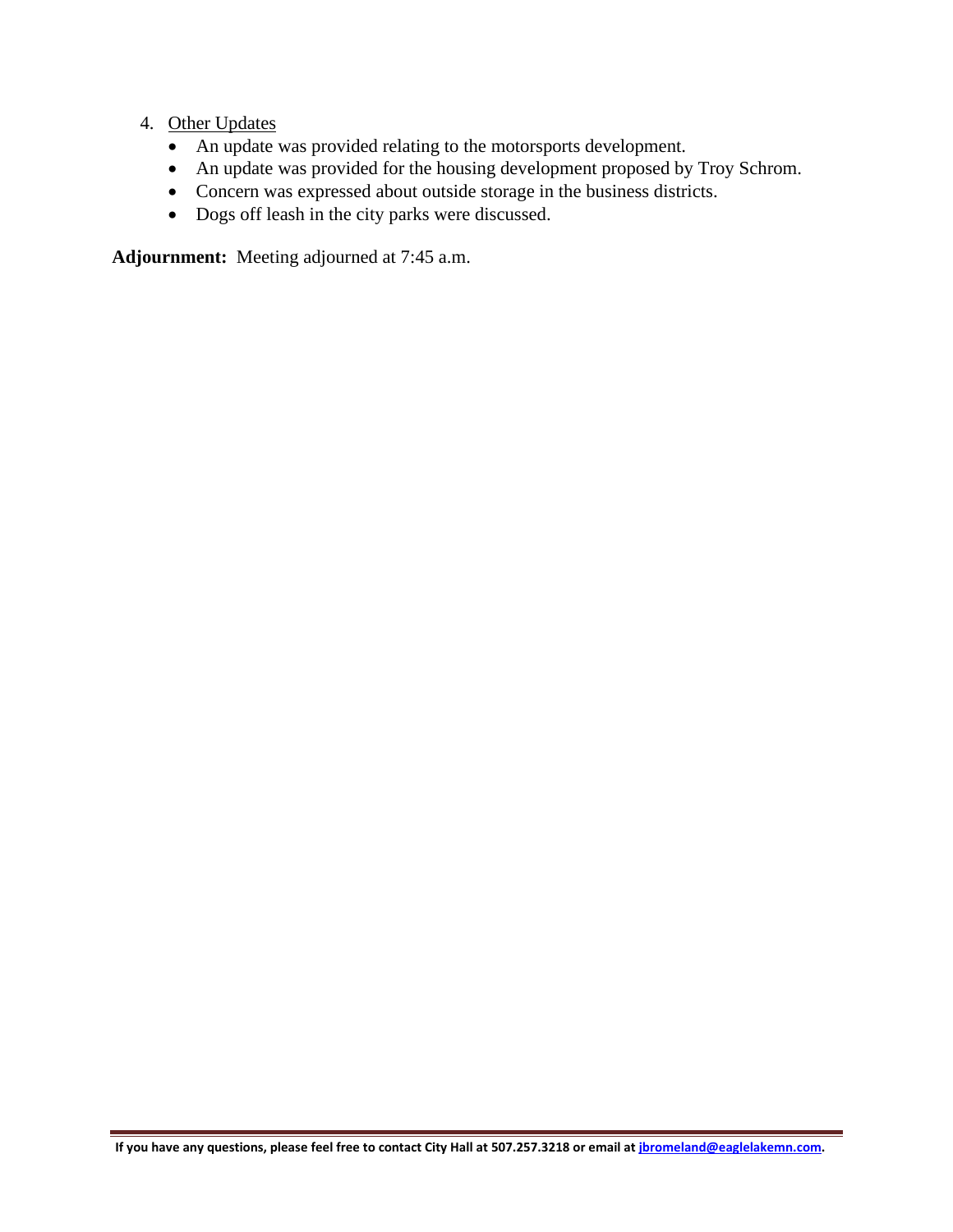4. <u>Other Updates</u>
    - An update was provided relating to the motorsports development.
    - An update was provided for the housing development proposed by Troy Schrom.
    - Concern was expressed about outside storage in the business districts.
    - Dogs off leash in the city parks were discussed.

**Adjournment:** Meeting adjourned at 7:45 a.m.